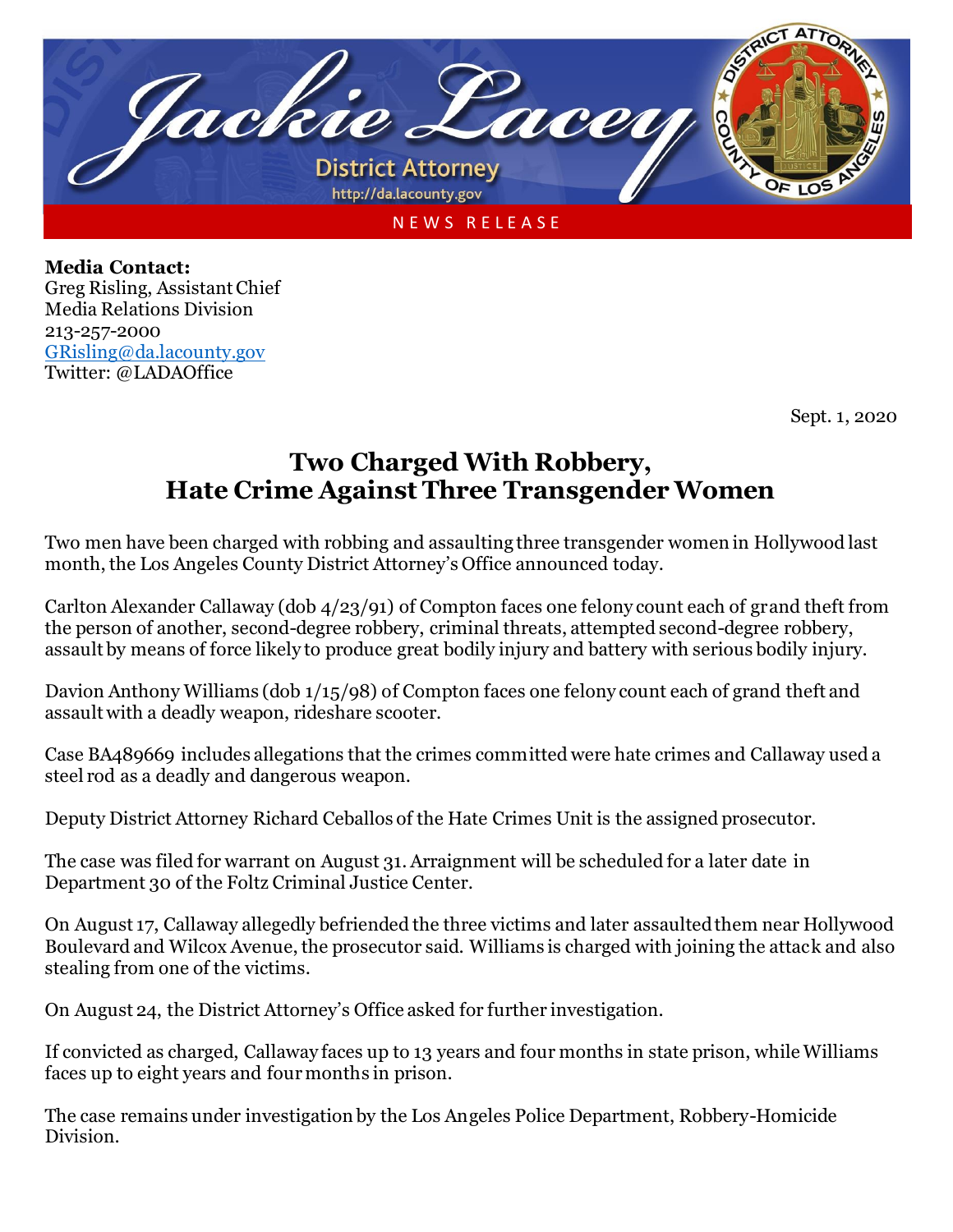Jackie Lacey
District Attorney
http://da.lacounty.gov

NEWS RELEASE

**Media Contact:**
Greg Risling, Assistant Chief
Media Relations Division
213-257-2000
GRisling@da.lacounty.gov
Twitter: @LADAOffice

Sept. 1, 2020

# Two Charged With Robbery, Hate Crime Against Three Transgender Women

Two men have been charged with robbing and assaulting three transgender women in Hollywood last month, the Los Angeles County District Attorney's Office announced today.

Carlton Alexander Callaway (dob 4/23/91) of Compton faces one felony count each of grand theft from the person of another, second-degree robbery, criminal threats, attempted second-degree robbery, assault by means of force likely to produce great bodily injury and battery with serious bodily injury.

Davion Anthony Williams (dob 1/15/98) of Compton faces one felony count each of grand theft and assault with a deadly weapon, rideshare scooter.

Case BA489669 includes allegations that the crimes committed were hate crimes and Callaway used a steel rod as a deadly and dangerous weapon.

Deputy District Attorney Richard Ceballos of the Hate Crimes Unit is the assigned prosecutor.

The case was filed for warrant on August 31. Arraignment will be scheduled for a later date in Department 30 of the Foltz Criminal Justice Center.

On August 17, Callaway allegedly befriended the three victims and later assaulted them near Hollywood Boulevard and Wilcox Avenue, the prosecutor said. Williams is charged with joining the attack and also stealing from one of the victims.

On August 24, the District Attorney's Office asked for further investigation.

If convicted as charged, Callaway faces up to 13 years and four months in state prison, while Williams faces up to eight years and four months in prison.

The case remains under investigation by the Los Angeles Police Department, Robbery-Homicide Division.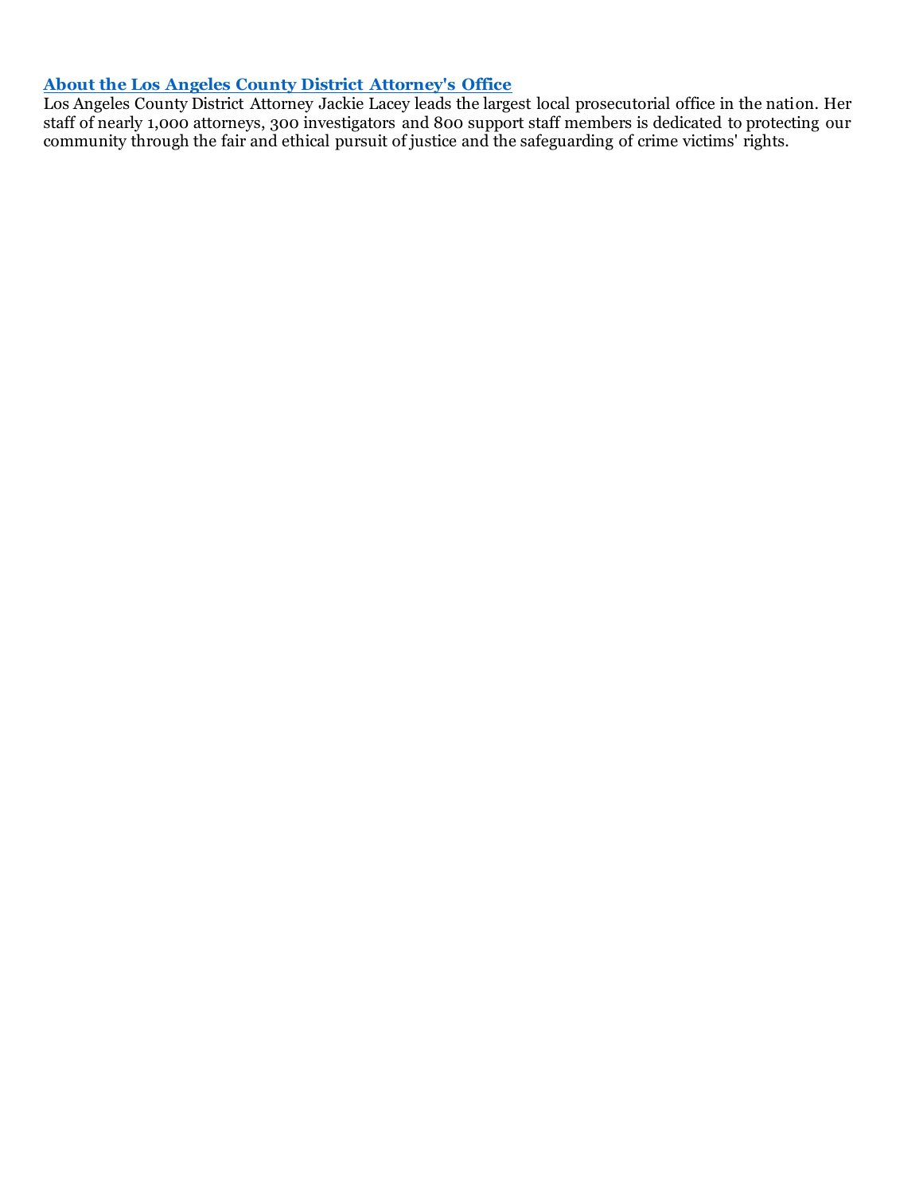### About the Los Angeles County District Attorney's Office

Los Angeles County District Attorney Jackie Lacey leads the largest local prosecutorial office in the nation. Her staff of nearly 1,000 attorneys, 300 investigators and 800 support staff members is dedicated to protecting our community through the fair and ethical pursuit of justice and the safeguarding of crime victims' rights.